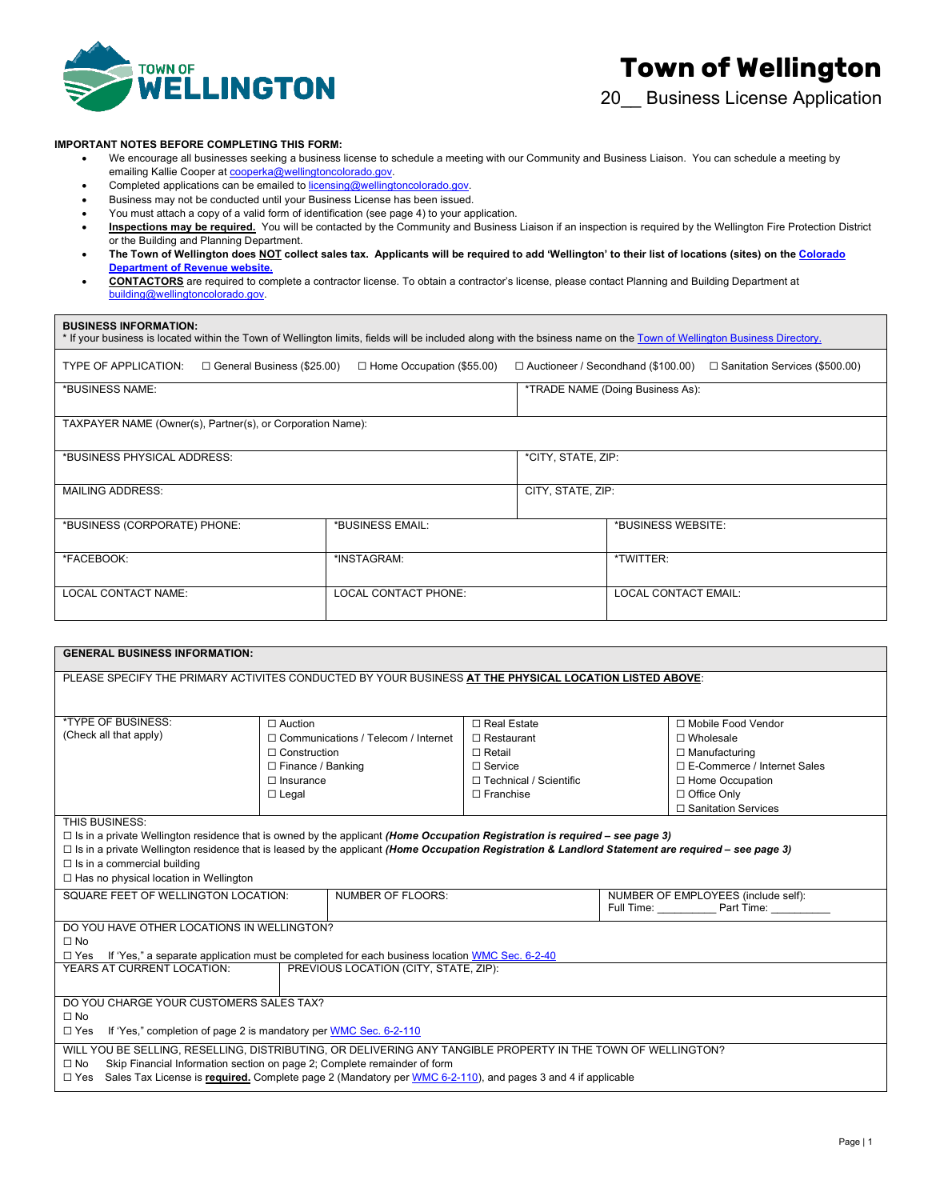# Town of Wellington

## 20__ Business License Application

**IMPORTANT NOTES BEFORE COMPLETING THIS FORM:**

- We encourage all businesses seeking a business license to schedule a meeting with our Community and Business Liaison. You can schedule a meeting by emailing Kallie Cooper at cooperka@wellingtoncolorado.gov.
- Completed applications can be emailed to licensing@wellingtoncolorado.gov.
- Business may not be conducted until your Business License has been issued.
- You must attach a copy of a valid form of identification (see page 4) to your application.
- **Inspections may be required.** You will be contacted by the Community and Business Liaison if an inspection is required by the Wellington Fire Protection District or the Building and Planning Department.
- **The Town of Wellington does NOT collect sales tax. Applicants will be required to add 'Wellington' to their list of locations (sites) on the Colorado Department of Revenue website.**
- **CONTACTORS** are required to complete a contractor license. To obtain a contractor's license, please contact Planning and Building Department at building@wellingtoncolorado.gov.

**BUSINESS INFORMATION:**
\* If your business is located within the Town of Wellington limits, fields will be included along with the bsiness name on the Town of Wellington Business Directory.

TYPE OF APPLICATION: ☐ General Business ($25.00) ☐ Home Occupation ($55.00) ☐ Auctioneer / Secondhand ($100.00) ☐ Sanitation Services ($500.00)

| | | |
|---|---|---|
| *BUSINESS NAME: | | *TRADE NAME (Doing Business As): |
| TAXPAYER NAME (Owner(s), Partner(s), or Corporation Name): | | |
| *BUSINESS PHYSICAL ADDRESS: | | *CITY, STATE, ZIP: |
| MAILING ADDRESS: | | CITY, STATE, ZIP: |
| *BUSINESS (CORPORATE) PHONE: | *BUSINESS EMAIL: | *BUSINESS WEBSITE: |
| *FACEBOOK: | *INSTAGRAM: | *TWITTER: |
| LOCAL CONTACT NAME: | LOCAL CONTACT PHONE: | LOCAL CONTACT EMAIL: |

**GENERAL BUSINESS INFORMATION:**

PLEASE SPECIFY THE PRIMARY ACTIVITES CONDUCTED BY YOUR BUSINESS **AT THE PHYSICAL LOCATION LISTED ABOVE**:

*TYPE OF BUSINESS: (Check all that apply)

| | | |
|---|---|---|
| ☐ Auction | ☐ Real Estate | ☐ Mobile Food Vendor |
| ☐ Communications / Telecom / Internet | ☐ Restaurant | ☐ Wholesale |
| ☐ Construction | ☐ Retail | ☐ Manufacturing |
| ☐ Finance / Banking | ☐ Service | ☐ E-Commerce / Internet Sales |
| ☐ Insurance | ☐ Technical / Scientific | ☐ Home Occupation |
| ☐ Legal | ☐ Franchise | ☐ Office Only |
| | | ☐ Sanitation Services |

THIS BUSINESS:
☐ Is in a private Wellington residence that is owned by the applicant ***(Home Occupation Registration is required – see page 3)***
☐ Is in a private Wellington residence that is leased by the applicant ***(Home Occupation Registration & Landlord Statement are required – see page 3)***
☐ Is in a commercial building
☐ Has no physical location in Wellington

| | | |
|---|---|---|
| SQUARE FEET OF WELLINGTON LOCATION: | NUMBER OF FLOORS: | NUMBER OF EMPLOYEES (include self): Full Time: __________ Part Time: __________ |

DO YOU HAVE OTHER LOCATIONS IN WELLINGTON?
☐ No
☐ Yes If 'Yes," a separate application must be completed for each business location WMC Sec. 6-2-40

| | |
|---|---|
| YEARS AT CURRENT LOCATION: | PREVIOUS LOCATION (CITY, STATE, ZIP): |

DO YOU CHARGE YOUR CUSTOMERS SALES TAX?
☐ No
☐ Yes If 'Yes," completion of page 2 is mandatory per WMC Sec. 6-2-110

WILL YOU BE SELLING, RESELLING, DISTRIBUTING, OR DELIVERING ANY TANGIBLE PROPERTY IN THE TOWN OF WELLINGTON?
☐ No Skip Financial Information section on page 2; Complete remainder of form
☐ Yes Sales Tax License is **required.** Complete page 2 (Mandatory per WMC 6-2-110), and pages 3 and 4 if applicable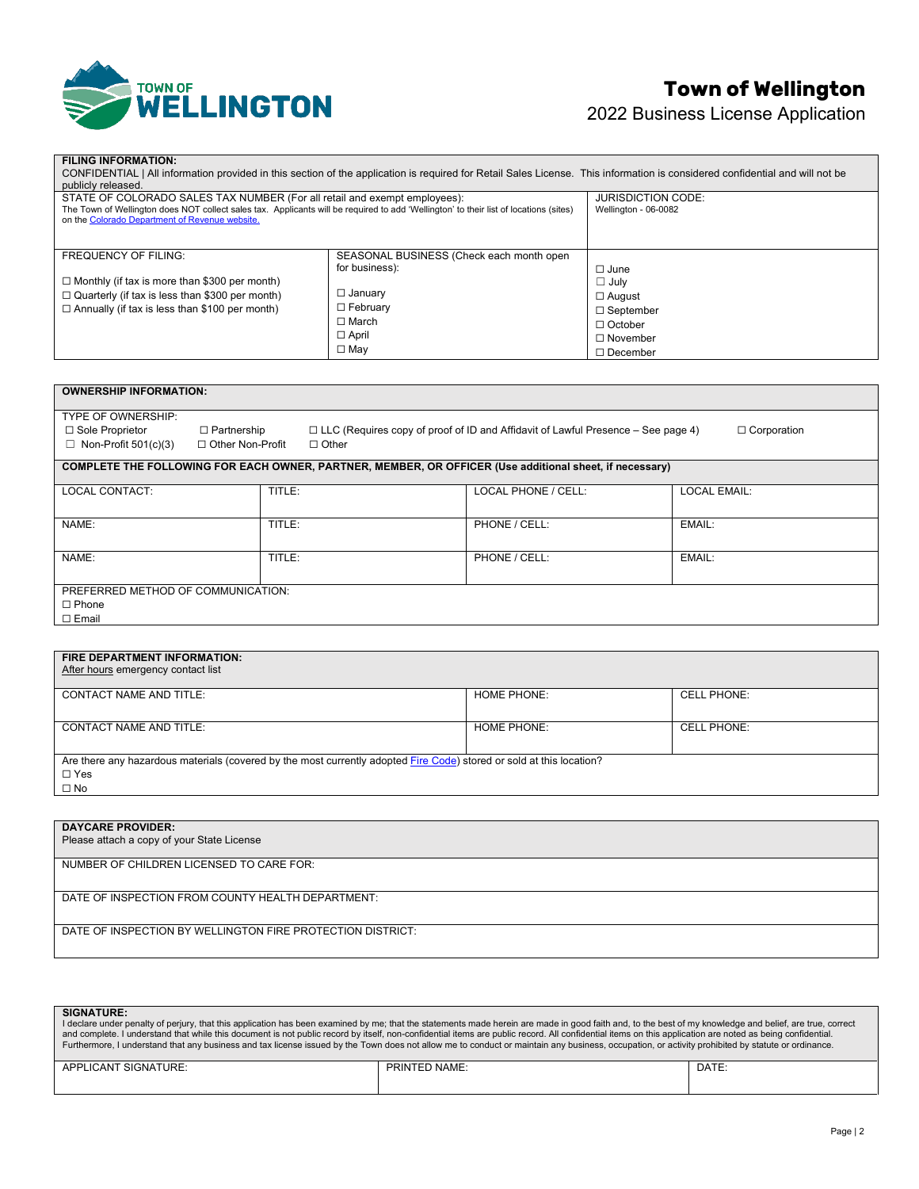# Town of Wellington

## 2022 Business License Application

### FILING INFORMATION:

CONFIDENTIAL | All information provided in this section of the application is required for Retail Sales License. This information is considered confidential and will not be publicly released.

| STATE OF COLORADO SALES TAX NUMBER (For all retail and exempt employees): The Town of Wellington does NOT collect sales tax. Applicants will be required to add 'Wellington' to their list of locations (sites) on the Colorado Department of Revenue website. | JURISDICTION CODE: Wellington - 06-0082 |
|---|---|

| FREQUENCY OF FILING: | SEASONAL BUSINESS (Check each month open for business): | |
|---|---|---|
| ☐ Monthly (if tax is more than $300 per month) | ☐ January | ☐ June |
| ☐ Quarterly (if tax is less than $300 per month) | ☐ February | ☐ July |
| ☐ Annually (if tax is less than $100 per month) | ☐ March | ☐ August |
| | ☐ April | ☐ September |
| | ☐ May | ☐ October |
| | | ☐ November |
| | | ☐ December |

### OWNERSHIP INFORMATION:

TYPE OF OWNERSHIP:

☐ Sole Proprietor ☐ Partnership ☐ LLC (Requires copy of proof of ID and Affidavit of Lawful Presence – See page 4) ☐ Corporation

☐ Non-Profit 501(c)(3) ☐ Other Non-Profit ☐ Other

**COMPLETE THE FOLLOWING FOR EACH OWNER, PARTNER, MEMBER, OR OFFICER (Use additional sheet, if necessary)**

| LOCAL CONTACT: | TITLE: | LOCAL PHONE / CELL: | LOCAL EMAIL: |
|---|---|---|---|
| NAME: | TITLE: | PHONE / CELL: | EMAIL: |
| NAME: | TITLE: | PHONE / CELL: | EMAIL: |

PREFERRED METHOD OF COMMUNICATION:

☐ Phone

☐ Email

### FIRE DEPARTMENT INFORMATION:

After hours emergency contact list

| CONTACT NAME AND TITLE: | HOME PHONE: | CELL PHONE: |
|---|---|---|
| CONTACT NAME AND TITLE: | HOME PHONE: | CELL PHONE: |

Are there any hazardous materials (covered by the most currently adopted Fire Code) stored or sold at this location?

☐ Yes

☐ No

### DAYCARE PROVIDER:

Please attach a copy of your State License

NUMBER OF CHILDREN LICENSED TO CARE FOR:

DATE OF INSPECTION FROM COUNTY HEALTH DEPARTMENT:

DATE OF INSPECTION BY WELLINGTON FIRE PROTECTION DISTRICT:

### SIGNATURE:

I declare under penalty of perjury, that this application has been examined by me; that the statements made herein are made in good faith and, to the best of my knowledge and belief, are true, correct and complete. I understand that while this document is not public record by itself, non-confidential items are public record. All confidential items on this application are noted as being confidential. Furthermore, I understand that any business and tax license issued by the Town does not allow me to conduct or maintain any business, occupation, or activity prohibited by statute or ordinance.

| APPLICANT SIGNATURE: | PRINTED NAME: | DATE: |
|---|---|---|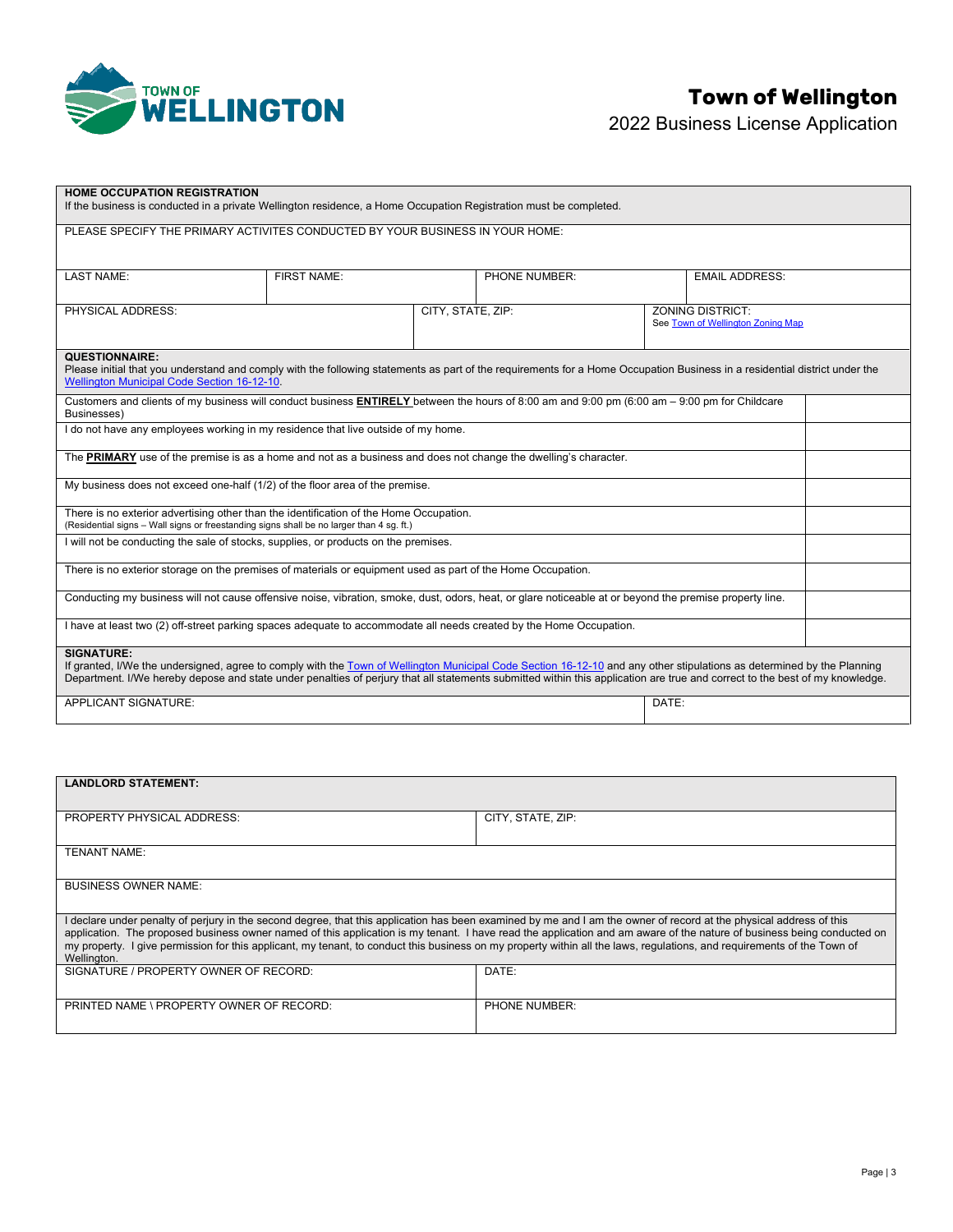# Town of Wellington

## 2022 Business License Application

| **HOME OCCUPATION REGISTRATION**<br>If the business is conducted in a private Wellington residence, a Home Occupation Registration must be completed. | | | |
|---|---|---|---|
| PLEASE SPECIFY THE PRIMARY ACTIVITES CONDUCTED BY YOUR BUSINESS IN YOUR HOME: | | | |
| LAST NAME: | FIRST NAME: | PHONE NUMBER: | EMAIL ADDRESS: |
| PHYSICAL ADDRESS: | CITY, STATE, ZIP: | ZONING DISTRICT:<br>See Town of Wellington Zoning Map | |

| **QUESTIONNAIRE:**<br>Please initial that you understand and comply with the following statements as part of the requirements for a Home Occupation Business in a residential district under the Wellington Municipal Code Section 16-12-10. | |
|---|---|
| Customers and clients of my business will conduct business **ENTIRELY** between the hours of 8:00 am and 9:00 pm (6:00 am – 9:00 pm for Childcare Businesses) | |
| I do not have any employees working in my residence that live outside of my home. | |
| The **PRIMARY** use of the premise is as a home and not as a business and does not change the dwelling's character. | |
| My business does not exceed one-half (1/2) of the floor area of the premise. | |
| There is no exterior advertising other than the identification of the Home Occupation.<br>(Residential signs – Wall signs or freestanding signs shall be no larger than 4 sg. ft.) | |
| I will not be conducting the sale of stocks, supplies, or products on the premises. | |
| There is no exterior storage on the premises of materials or equipment used as part of the Home Occupation. | |
| Conducting my business will not cause offensive noise, vibration, smoke, dust, odors, heat, or glare noticeable at or beyond the premise property line. | |
| I have at least two (2) off-street parking spaces adequate to accommodate all needs created by the Home Occupation. | |

| **SIGNATURE:**<br>If granted, I/We the undersigned, agree to comply with the Town of Wellington Municipal Code Section 16-12-10 and any other stipulations as determined by the Planning Department. I/We hereby depose and state under penalties of perjury that all statements submitted within this application are true and correct to the best of my knowledge. | |
|---|---|
| APPLICANT SIGNATURE: | DATE: |

| **LANDLORD STATEMENT:** | |
|---|---|
| PROPERTY PHYSICAL ADDRESS: | CITY, STATE, ZIP: |
| TENANT NAME: | |
| BUSINESS OWNER NAME: | |
| I declare under penalty of perjury in the second degree, that this application has been examined by me and I am the owner of record at the physical address of this application. The proposed business owner named of this application is my tenant. I have read the application and am aware of the nature of business being conducted on my property. I give permission for this applicant, my tenant, to conduct this business on my property within all the laws, regulations, and requirements of the Town of Wellington. | |
| SIGNATURE / PROPERTY OWNER OF RECORD: | DATE: |
| PRINTED NAME \ PROPERTY OWNER OF RECORD: | PHONE NUMBER: |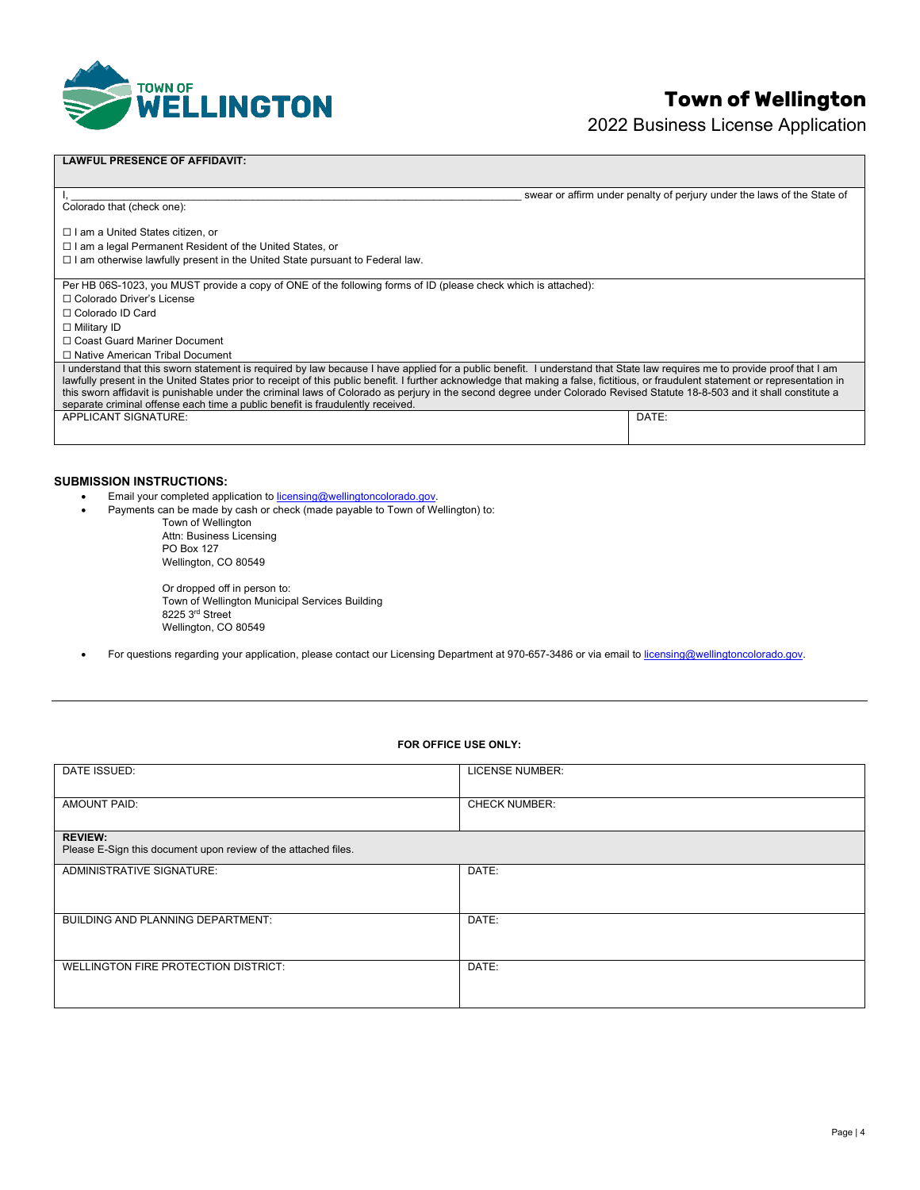**Town of Wellington**

2022 Business License Application

| LAWFUL PRESENCE OF AFFIDAVIT: | |
|---|---|
| I, ______________________________________________________________ swear or affirm under penalty of perjury under the laws of the State of Colorado that (check one):<br><br>☐ I am a United States citizen, or<br>☐ I am a legal Permanent Resident of the United States, or<br>☐ I am otherwise lawfully present in the United State pursuant to Federal law. | |
| Per HB 06S-1023, you MUST provide a copy of ONE of the following forms of ID (please check which is attached):<br>☐ Colorado Driver's License<br>☐ Colorado ID Card<br>☐ Military ID<br>☐ Coast Guard Mariner Document<br>☐ Native American Tribal Document | |
| I understand that this sworn statement is required by law because I have applied for a public benefit. I understand that State law requires me to provide proof that I am lawfully present in the United States prior to receipt of this public benefit. I further acknowledge that making a false, fictitious, or fraudulent statement or representation in this sworn affidavit is punishable under the criminal laws of Colorado as perjury in the second degree under Colorado Revised Statute 18-8-503 and it shall constitute a separate criminal offense each time a public benefit is fraudulently received. | |
| APPLICANT SIGNATURE: | DATE: |

**SUBMISSION INSTRUCTIONS:**

- Email your completed application to licensing@wellingtoncolorado.gov.
- Payments can be made by cash or check (made payable to Town of Wellington) to:

  Town of Wellington
  Attn: Business Licensing
  PO Box 127
  Wellington, CO 80549

  Or dropped off in person to:
  Town of Wellington Municipal Services Building
  8225 3rd Street
  Wellington, CO 80549

- For questions regarding your application, please contact our Licensing Department at 970-657-3486 or via email to licensing@wellingtoncolorado.gov.

---

**FOR OFFICE USE ONLY:**

| | |
|---|---|
| DATE ISSUED: | LICENSE NUMBER: |
| AMOUNT PAID: | CHECK NUMBER: |
| **REVIEW:**<br>Please E-Sign this document upon review of the attached files. | |
| ADMINISTRATIVE SIGNATURE: | DATE: |
| BUILDING AND PLANNING DEPARTMENT: | DATE: |
| WELLINGTON FIRE PROTECTION DISTRICT: | DATE: |